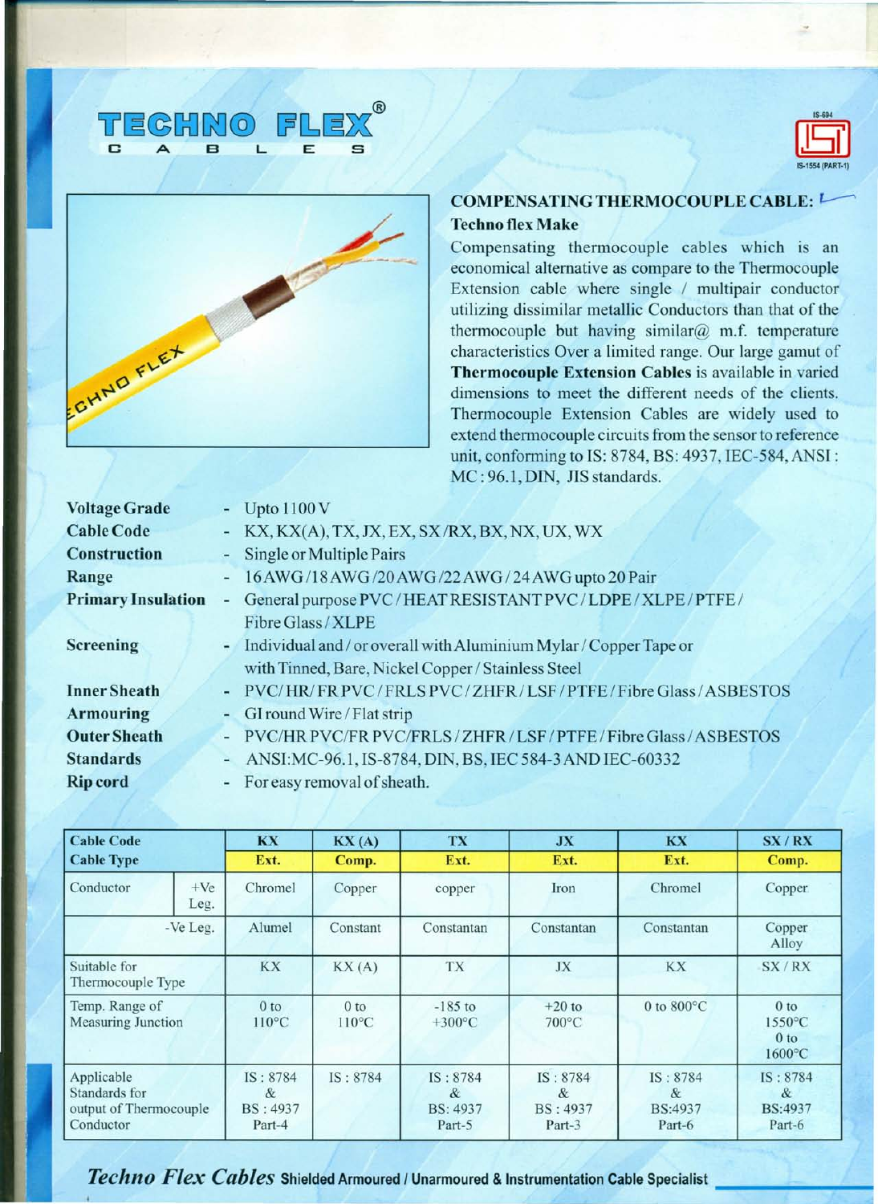# TECHNO FLEX® CABLES

IS-694
IS-1554 (PART-1)

## COMPENSATING THERMOCOUPLE CABLE:

**Techno flex Make**

Compensating thermocouple cables which is an economical alternative as compare to the Thermocouple Extension cable where single / multipair conductor utilizing dissimilar metallic Conductors than that of the thermocouple but having similar@ m.f. temperature characteristics Over a limited range. Our large gamut of **Thermocouple Extension Cables** is available in varied dimensions to meet the different needs of the clients. Thermocouple Extension Cables are widely used to extend thermocouple circuits from the sensor to reference unit, conforming to IS: 8784, BS: 4937, IEC-584, ANSI : MC : 96.1, DIN, JIS standards.

**Voltage Grade** - Upto 1100 V

**Cable Code** - KX, KX(A), TX, JX, EX, SX /RX, BX, NX, UX, WX

**Construction** - Single or Multiple Pairs

**Range** - 16 AWG /18 AWG /20 AWG /22 AWG / 24 AWG upto 20 Pair

**Primary Insulation** - General purpose PVC / HEAT RESISTANT PVC / LDPE / XLPE / PTFE / Fibre Glass / XLPE

**Screening** - Individual and / or overall with Aluminium Mylar / Copper Tape or with Tinned, Bare, Nickel Copper / Stainless Steel

**Inner Sheath** - PVC/ HR/ FR PVC / FRLS PVC / ZHFR / LSF / PTFE / Fibre Glass / ASBESTOS

**Armouring** - GI round Wire / Flat strip

**Outer Sheath** - PVC/HR PVC/FR PVC/FRLS / ZHFR / LSF / PTFE / Fibre Glass / ASBESTOS

**Standards** - ANSI:MC-96.1, IS-8784, DIN, BS, IEC 584-3 AND IEC-60332

**Rip cord** - For easy removal of sheath.

| Cable Code | | KX | KX (A) | TX | JX | KX | SX / RX |
|---|---|---|---|---|---|---|---|
| Cable Type | | Ext. | Comp. | Ext. | Ext. | Ext. | Comp. |
| Conductor | +Ve Leg. | Chromel | Copper | copper | Iron | Chromel | Copper |
| | -Ve Leg. | Alumel | Constant | Constantan | Constantan | Constantan | Copper Alloy |
| Suitable for Thermocouple Type | | KX | KX (A) | TX | JX | KX | SX / RX |
| Temp. Range of Measuring Junction | | 0 to 110°C | 0 to 110°C | -185 to +300°C | +20 to 700°C | 0 to 800°C | 0 to 1550°C 0 to 1600°C |
| Applicable Standards for output of Thermocouple Conductor | | IS : 8784 & BS : 4937 Part-4 | IS : 8784 | IS : 8784 & BS: 4937 Part-5 | IS : 8784 & BS : 4937 Part-3 | IS : 8784 & BS:4937 Part-6 | IS : 8784 & BS:4937 Part-6 |

***Techno Flex Cables*** **Shielded Armoured / Unarmoured & Instrumentation Cable Specialist**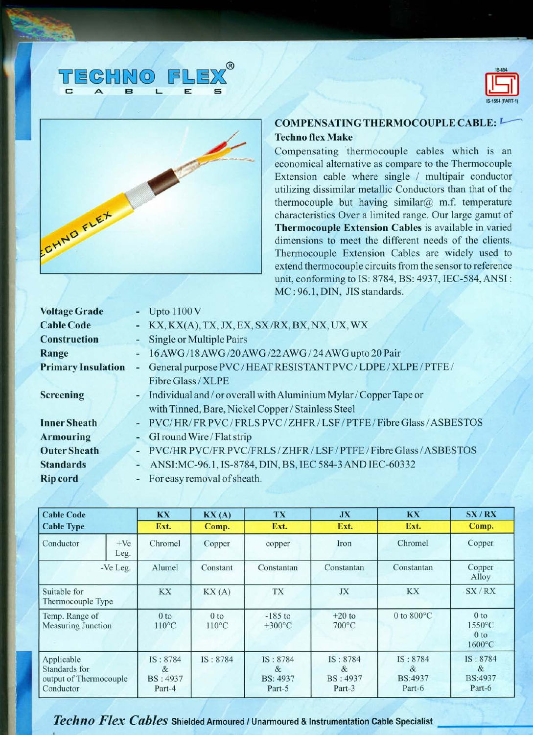# TECHNO FLEX® CABLES

## COMPENSATING THERMOCOUPLE CABLE:

**Techno flex Make**

Compensating thermocouple cables which is an economical alternative as compare to the Thermocouple Extension cable where single / multipair conductor utilizing dissimilar metallic Conductors than that of the thermocouple but having similar@ m.f. temperature characteristics Over a limited range. Our large gamut of **Thermocouple Extension Cables** is available in varied dimensions to meet the different needs of the clients. Thermocouple Extension Cables are widely used to extend thermocouple circuits from the sensor to reference unit, conforming to IS: 8784, BS: 4937, IEC-584, ANSI : MC : 96.1, DIN, JIS standards.

| | |
|---|---|
| **Voltage Grade** | - Upto 1100 V |
| **Cable Code** | - KX, KX(A), TX, JX, EX, SX /RX, BX, NX, UX, WX |
| **Construction** | - Single or Multiple Pairs |
| **Range** | - 16 AWG /18 AWG /20 AWG /22 AWG / 24 AWG upto 20 Pair |
| **Primary Insulation** | - General purpose PVC / HEAT RESISTANT PVC / LDPE / XLPE / PTFE / Fibre Glass / XLPE |
| **Screening** | - Individual and / or overall with Aluminium Mylar / Copper Tape or with Tinned, Bare, Nickel Copper / Stainless Steel |
| **Inner Sheath** | - PVC/ HR/ FR PVC / FRLS PVC / ZHFR / LSF / PTFE / Fibre Glass / ASBESTOS |
| **Armouring** | - GI round Wire / Flat strip |
| **Outer Sheath** | - PVC/HR PVC/FR PVC/FRLS / ZHFR / LSF / PTFE / Fibre Glass / ASBESTOS |
| **Standards** | - ANSI:MC-96.1, IS-8784, DIN, BS, IEC 584-3 AND IEC-60332 |
| **Rip cord** | - For easy removal of sheath. |

| Cable Code | | KX | KX (A) | TX | JX | KX | SX / RX |
|---|---|---|---|---|---|---|---|
| Cable Type | | Ext. | Comp. | Ext. | Ext. | Ext. | Comp. |
| Conductor | +Ve Leg. | Chromel | Copper | copper | Iron | Chromel | Copper |
| | -Ve Leg. | Alumel | Constant | Constantan | Constantan | Constantan | Copper Alloy |
| Suitable for Thermocouple Type | | KX | KX (A) | TX | JX | KX | SX / RX |
| Temp. Range of Measuring Junction | | 0 to 110°C | 0 to 110°C | -185 to +300°C | +20 to 700°C | 0 to 800°C | 0 to 1550°C 0 to 1600°C |
| Applicable Standards for output of Thermocouple Conductor | | IS : 8784 & BS : 4937 Part-4 | IS : 8784 | IS : 8784 & BS: 4937 Part-5 | IS : 8784 & BS : 4937 Part-3 | IS : 8784 & BS:4937 Part-6 | IS : 8784 & BS:4937 Part-6 |

*Techno Flex Cables* Shielded Armoured / Unarmoured & Instrumentation Cable Specialist